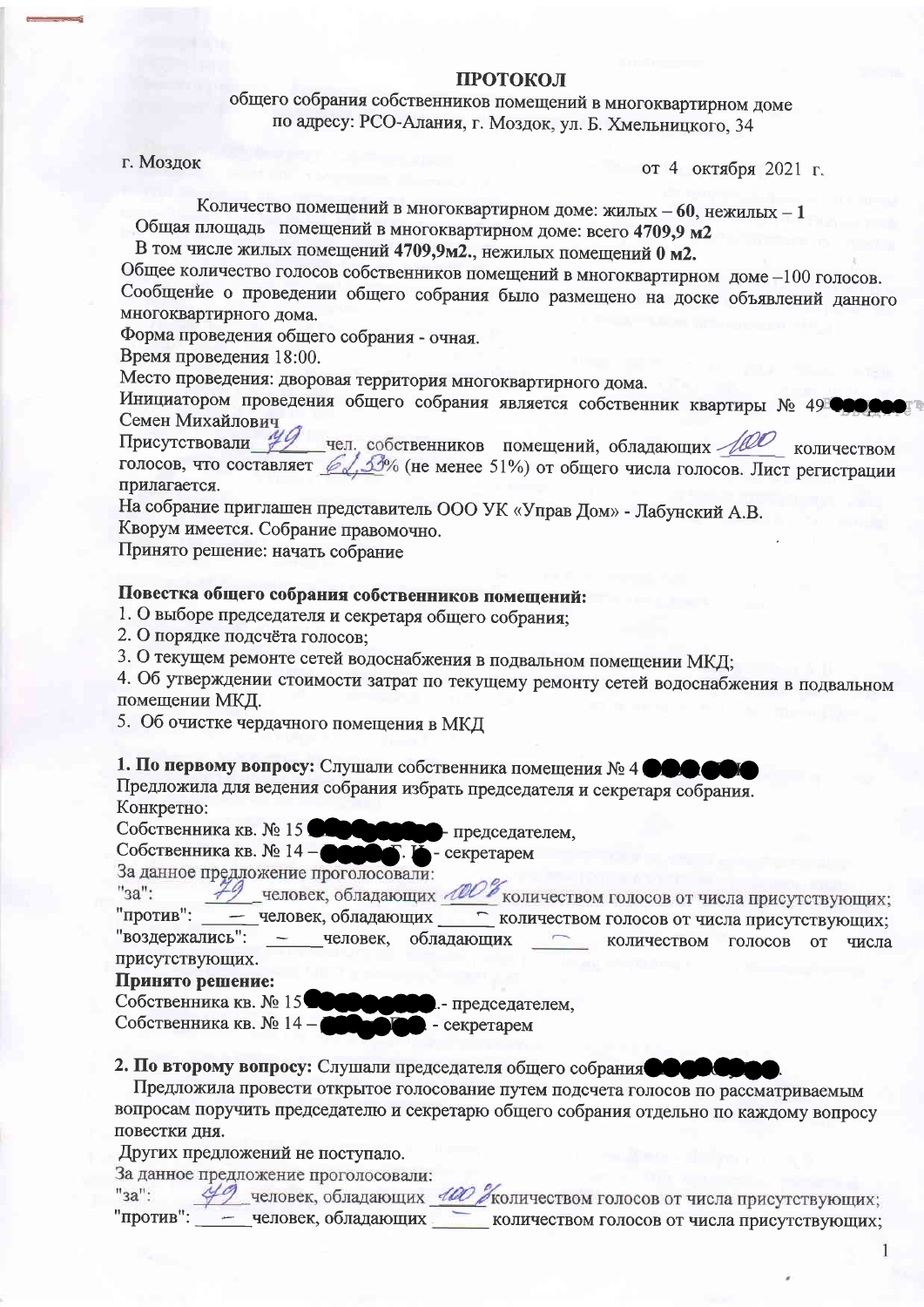# ПРОТОКОЛ

общего собрания собственников помещений в многоквартирном доме
по адресу: РСО-Алания, г. Моздок, ул. Б. Хмельницкого, 34

г. Моздок от 4 октября 2021 г.

Количество помещений в многоквартирном доме: жилых – **60**, нежилых – **1**
Общая площадь помещений в многоквартирном доме: всего **4709,9 м2**
В том числе жилых помещений **4709,9м2.**, нежилых помещений **0 м2.**
Общее количество голосов собственников помещений в многоквартирном доме –100 голосов.
Сообщение о проведении общего собрания было размещено на доске объявлений данного многоквартирного дома.
Форма проведения общего собрания - очная.
Время проведения 18:00.
Место проведения: дворовая территория многоквартирного дома.
Инициатором проведения общего собрания является собственник квартиры № 49 Семен Михайлович
Присутствовали 49 чел. собственников помещений, обладающих 100 количеством голосов, что составляет 61,53% (не менее 51%) от общего числа голосов. Лист регистрации прилагается.
На собрание приглашен представитель ООО УК «Управ Дом» - Лабунский А.В.
Кворум имеется. Собрание правомочно.
Принято решение: начать собрание

**Повестка общего собрания собственников помещений:**
1. О выборе председателя и секретаря общего собрания;
2. О порядке подсчёта голосов;
3. О текущем ремонте сетей водоснабжения в подвальном помещении МКД;
4. Об утверждении стоимости затрат по текущему ремонту сетей водоснабжения в подвальном помещении МКД.
5. Об очистке чердачного помещения в МКД

**1. По первому вопросу:** Слушали собственника помещения № 4
Предложила для ведения собрания избрать председателя и секретаря собрания.
Конкретно:
Собственника кв. № 15 - председателем,
Собственника кв. № 14 – - секретарем
За данное предложение проголосовали:
"за": 49 человек, обладающих 100% количеством голосов от числа присутствующих;
"против": – человек, обладающих – количеством голосов от числа присутствующих;
"воздержались": – человек, обладающих – количеством голосов от числа присутствующих.
**Принято решение:**
Собственника кв. № 15 .- председателем,
Собственника кв. № 14 – - секретарем

**2. По второму вопросу:** Слушали председателя общего собрания .
Предложила провести открытое голосование путем подсчета голосов по рассматриваемым вопросам поручить председателю и секретарю общего собрания отдельно по каждому вопросу повестки дня.
Других предложений не поступало.
За данное предложение проголосовали:
"за": 49 человек, обладающих 100% количеством голосов от числа присутствующих;
"против": – человек, обладающих – количеством голосов от числа присутствующих;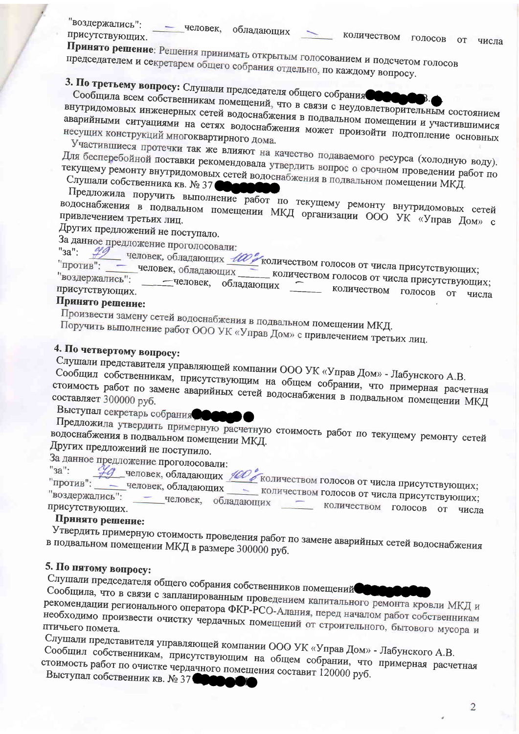"воздержались": ___—___ человек, обладающих ___—___ количеством голосов от числа присутствующих.

**Принято решение**: Решения принимать открытым голосованием и подсчетом голосов председателем и секретарем общего собрания отдельно, по каждому вопросу.

**3. По третьему вопросу:** Слушали председателя общего собрания

Сообщила всем собственникам помещений, что в связи с неудовлетворительным состоянием внутридомовых инженерных сетей водоснабжения в подвальном помещении и участившимися аварийными ситуациями на сетях водоснабжения может произойти подтопление основных несущих конструкций многоквартирного дома.

Участившиеся протечки так же влияют на качество подаваемого ресурса (холодную воду). Для бесперебойной поставки рекомендовала утвердить вопрос о срочном проведении работ по текущему ремонту внутридомовых сетей водоснабжения в подвальном помещении МКД.

Слушали собственника кв. № 37

Предложила поручить выполнение работ по текущему ремонту внутридомовых сетей водоснабжения в подвальном помещении МКД организации ООО УК «Управ Дом» с привлечением третьих лиц.

Других предложений не поступало.

За данное предложение проголосовали:

"за": ___49___ человек, обладающих ___100%___ количеством голосов от числа присутствующих;

"против": ___—___ человек, обладающих ___—___ количеством голосов от числа присутствующих;

"воздержались": ___—___ человек, обладающих ___—___ количеством голосов от числа присутствующих.

**Принято решение:**

Произвести замену сетей водоснабжения в подвальном помещении МКД.

Поручить выполнение работ ООО УК «Управ Дом» с привлечением третьих лиц.

**4. По четвертому вопросу:**

Слушали представителя управляющей компании ООО УК «Управ Дом» - Лабунского А.В.

Сообщил собственникам, присутствующим на общем собрании, что примерная расчетная стоимость работ по замене аварийных сетей водоснабжения в подвальном помещении МКД составляет 300000 руб.

Выступал секретарь собрания

Предложила утвердить примерную расчетную стоимость работ по текущему ремонту сетей водоснабжения в подвальном помещении МКД.

Других предложений не поступило.

За данное предложение проголосовали:

"за": ___49___ человек, обладающих ___100%___ количеством голосов от числа присутствующих;

"против": ___—___ человек, обладающих ___—___ количеством голосов от числа присутствующих;

"воздержались": ___—___ человек, обладающих ___—___ количеством голосов от числа присутствующих.

**Принято решение:**

Утвердить примерную стоимость проведения работ по замене аварийных сетей водоснабжения в подвальном помещении МКД в размере 300000 руб.

**5. По пятому вопросу:**

Слушали председателя общего собрания собственников помещений

Сообщила, что в связи с запланированным проведением капитального ремонта кровли МКД и рекомендации регионального оператора ФКР-РСО-Алания, перед началом работ собственникам необходимо произвести очистку чердачных помещений от строительного, бытового мусора и птичьего помета.

Слушали представителя управляющей компании ООО УК «Управ Дом» - Лабунского А.В.

Сообщил собственникам, присутствующим на общем собрании, что примерная расчетная стоимость работ по очистке чердачного помещения составит 120000 руб.

Выступал собственник кв. № 37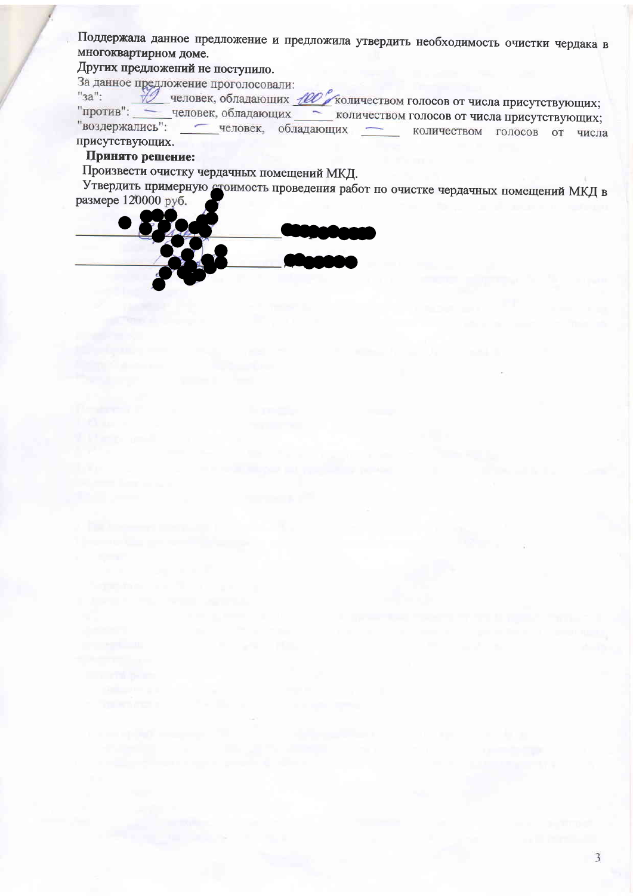Поддержала данное предложение и предложила утвердить необходимость очистки чердака в многоквартирном доме.

Другие предложений не поступило.

За данное предложение проголосовали:

"за": ___70___ человек, обладающих ___100%___ количеством голосов от числа присутствующих;

"против": ___—___ человек, обладающих ___—___ количеством голосов от числа присутствующих;

"воздержались": ___—___ человек, обладающих ___—___ количеством голосов от числа присутствующих.

**Принято решение:**

Произвести очистку чердачных помещений МКД.

Утвердить примерную стоимость проведения работ по очистке чердачных помещений МКД в размере 120000 руб.

________________________________

________________________________